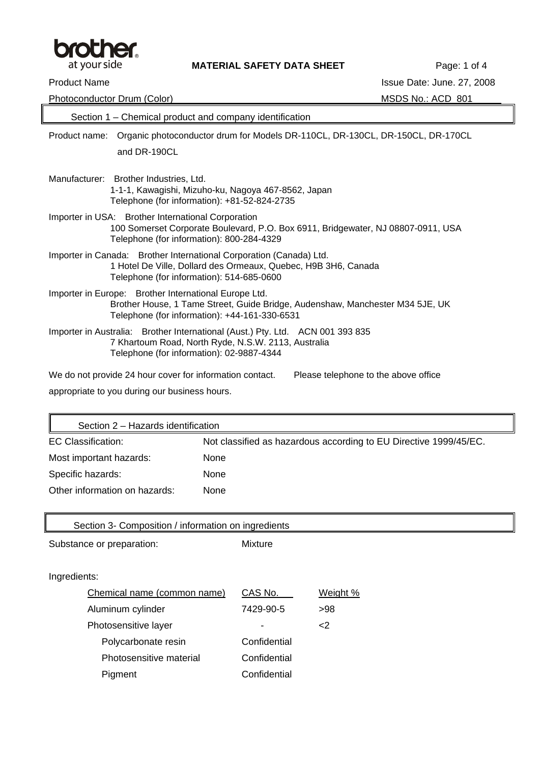**MATERIAL SAFETY DATA SHEET**

Product Name: Photoconductor Drum (Color)

Issue Date: June. 27, 2008

MSDS No.: ACD_801

## Section 1 – Chemical product and company identification

Product name: Organic photoconductor drum for Models DR-110CL, DR-130CL, DR-150CL, DR-170CL and DR-190CL

Manufacturer: Brother Industries, Ltd.
1-1-1, Kawagishi, Mizuho-ku, Nagoya 467-8562, Japan
Telephone (for information): +81-52-824-2735

Importer in USA: Brother International Corporation
100 Somerset Corporate Boulevard, P.O. Box 6911, Bridgewater, NJ 08807-0911, USA
Telephone (for information): 800-284-4329

Importer in Canada: Brother International Corporation (Canada) Ltd.
1 Hotel De Ville, Dollard des Ormeaux, Quebec, H9B 3H6, Canada
Telephone (for information): 514-685-0600

Importer in Europe: Brother International Europe Ltd.
Brother House, 1 Tame Street, Guide Bridge, Audenshaw, Manchester M34 5JE, UK
Telephone (for information): +44-161-330-6531

Importer in Australia: Brother International (Aust.) Pty. Ltd. ACN 001 393 835
7 Khartoum Road, North Ryde, N.S.W. 2113, Australia
Telephone (for information): 02-9887-4344

We do not provide 24 hour cover for information contact. Please telephone to the above office appropriate to you during our business hours.

## Section 2 – Hazards identification

EC Classification: Not classified as hazardous according to EU Directive 1999/45/EC.

Most important hazards: None

Specific hazards: None

Other information on hazards: None

## Section 3- Composition / information on ingredients

Substance or preparation: Mixture

Ingredients:

| Chemical name (common name) | CAS No. | Weight % |
|---|---|---|
| Aluminum cylinder | 7429-90-5 | >98 |
| Photosensitive layer | - | <2 |
| Polycarbonate resin | Confidential | |
| Photosensitive material | Confidential | |
| Pigment | Confidential | |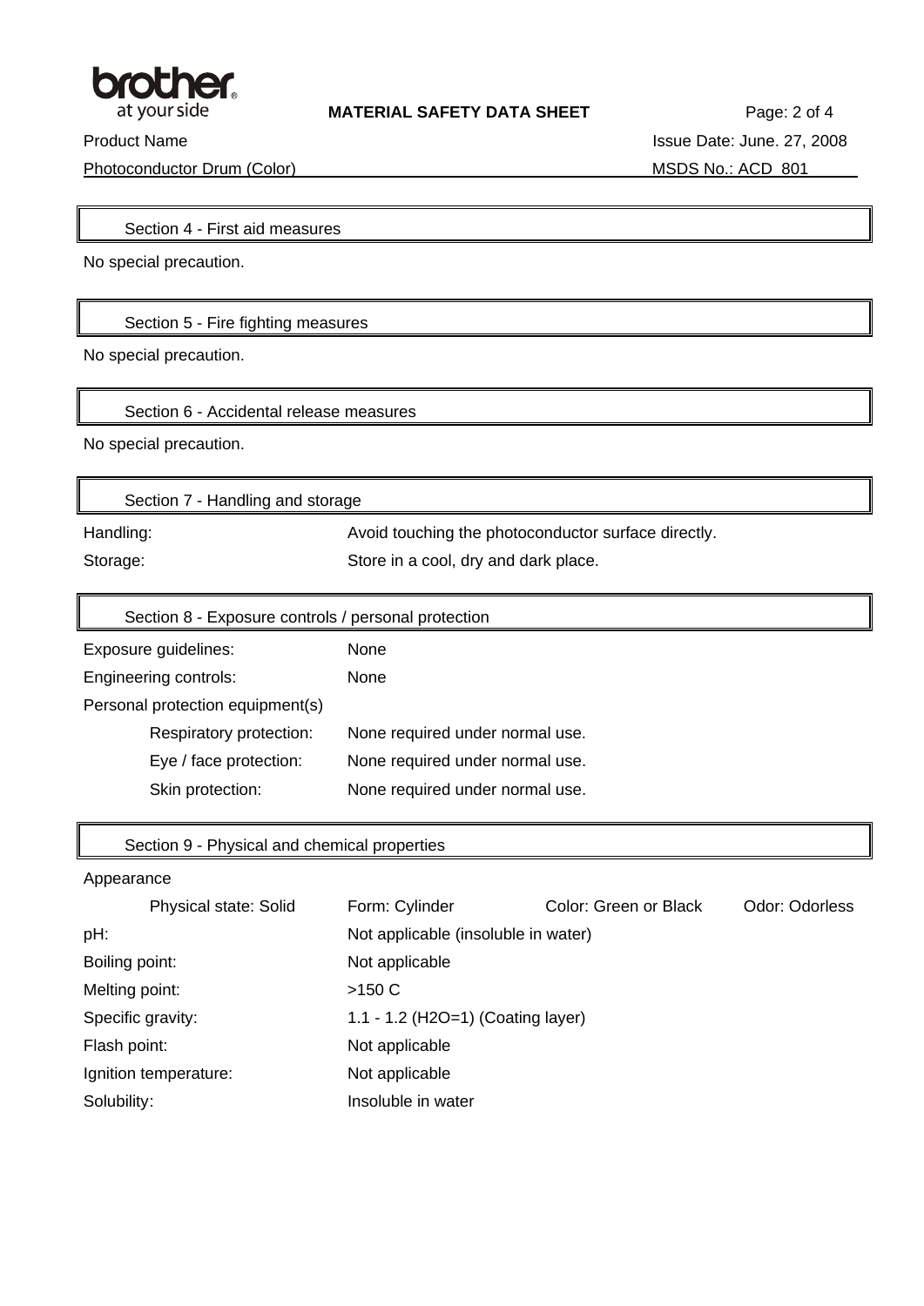## Section 4 - First aid measures

No special precaution.

## Section 5 - Fire fighting measures

No special precaution.

## Section 6 - Accidental release measures

No special precaution.

## Section 7 - Handling and storage

| | |
|---|---|
| Handling: | Avoid touching the photoconductor surface directly. |
| Storage: | Store in a cool, dry and dark place. |

## Section 8 - Exposure controls / personal protection

| | |
|---|---|
| Exposure guidelines: | None |
| Engineering controls: | None |
| Personal protection equipment(s) | |
| Respiratory protection: | None required under normal use. |
| Eye / face protection: | None required under normal use. |
| Skin protection: | None required under normal use. |

## Section 9 - Physical and chemical properties

Appearance

| | | | |
|---|---|---|---|
| Physical state: Solid | Form: Cylinder | Color: Green or Black | Odor: Odorless |

| | |
|---|---|
| pH: | Not applicable (insoluble in water) |
| Boiling point: | Not applicable |
| Melting point: | >150 C |
| Specific gravity: | 1.1 - 1.2 ($H_2O$=1) (Coating layer) |
| Flash point: | Not applicable |
| Ignition temperature: | Not applicable |
| Solubility: | Insoluble in water |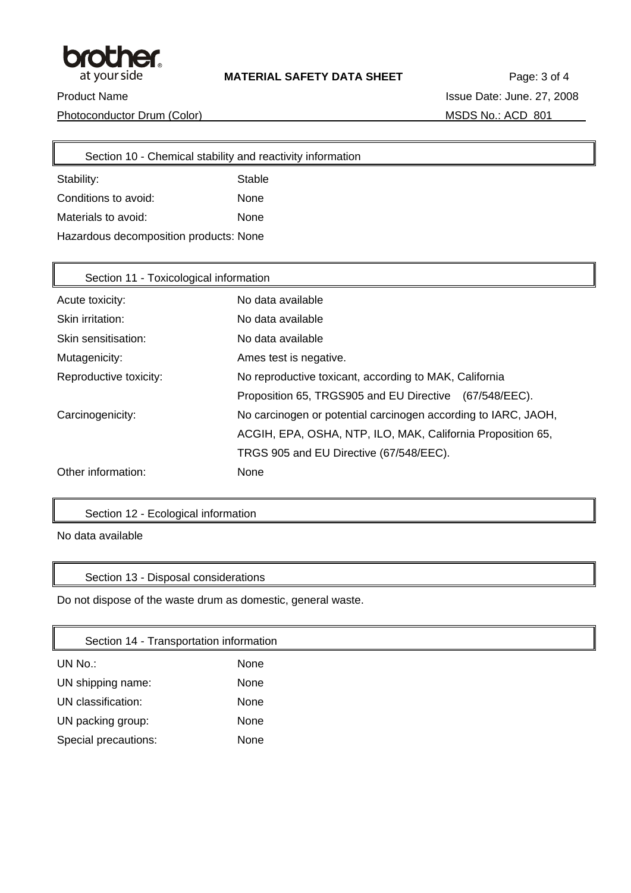## Section 10 - Chemical stability and reactivity information

| | |
|---|---|
| Stability: | Stable |
| Conditions to avoid: | None |
| Materials to avoid: | None |
| Hazardous decomposition products: | None |

## Section 11 - Toxicological information

| | |
|---|---|
| Acute toxicity: | No data available |
| Skin irritation: | No data available |
| Skin sensitisation: | No data available |
| Mutagenicity: | Ames test is negative. |
| Reproductive toxicity: | No reproductive toxicant, according to MAK, California Proposition 65, TRGS905 and EU Directive (67/548/EEC). |
| Carcinogenicity: | No carcinogen or potential carcinogen according to IARC, JAOH, ACGIH, EPA, OSHA, NTP, ILO, MAK, California Proposition 65, TRGS 905 and EU Directive (67/548/EEC). |
| Other information: | None |

## Section 12 - Ecological information

No data available

## Section 13 - Disposal considerations

Do not dispose of the waste drum as domestic, general waste.

## Section 14 - Transportation information

| | |
|---|---|
| UN No.: | None |
| UN shipping name: | None |
| UN classification: | None |
| UN packing group: | None |
| Special precautions: | None |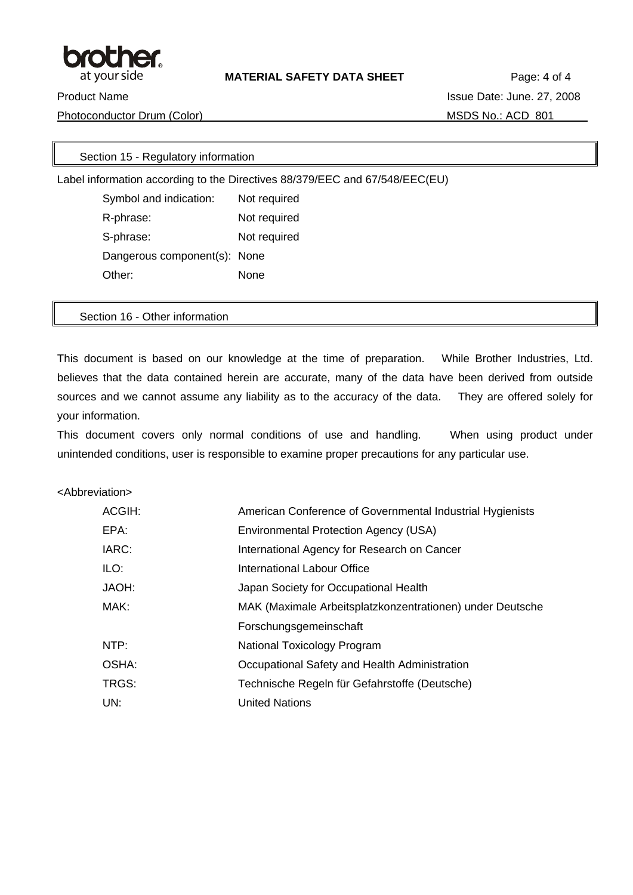## Section 15 - Regulatory information

Label information according to the Directives 88/379/EEC and 67/548/EEC(EU)

| | |
|---|---|
| Symbol and indication: | Not required |
| R-phrase: | Not required |
| S-phrase: | Not required |
| Dangerous component(s): | None |
| Other: | None |

## Section 16 - Other information

This document is based on our knowledge at the time of preparation. While Brother Industries, Ltd. believes that the data contained herein are accurate, many of the data have been derived from outside sources and we cannot assume any liability as to the accuracy of the data. They are offered solely for your information.

This document covers only normal conditions of use and handling. When using product under unintended conditions, user is responsible to examine proper precautions for any particular use.

<Abbreviation>

| | |
|---|---|
| ACGIH: | American Conference of Governmental Industrial Hygienists |
| EPA: | Environmental Protection Agency (USA) |
| IARC: | International Agency for Research on Cancer |
| ILO: | International Labour Office |
| JAOH: | Japan Society for Occupational Health |
| MAK: | MAK (Maximale Arbeitsplatzkonzentrationen) under Deutsche Forschungsgemeinschaft |
| NTP: | National Toxicology Program |
| OSHA: | Occupational Safety and Health Administration |
| TRGS: | Technische Regeln für Gefahrstoffe (Deutsche) |
| UN: | United Nations |